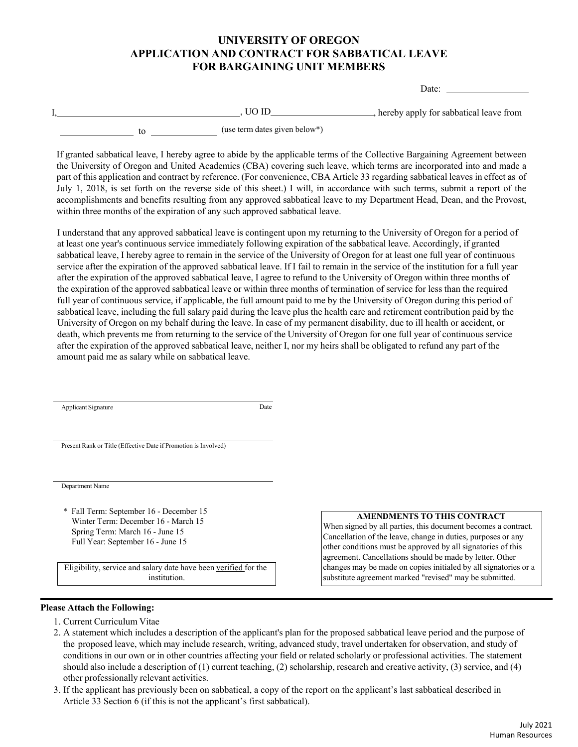# UNIVERSITY OF OREGON
# APPLICATION AND CONTRACT FOR SABBATICAL LEAVE
# FOR BARGAINING UNIT MEMBERS

Date: ____________________

I,________________________________________, UO ID______________________, hereby apply for sabbatical leave from

______________ to ______________ (use term dates given below*)

If granted sabbatical leave, I hereby agree to abide by the applicable terms of the Collective Bargaining Agreement between the University of Oregon and United Academics (CBA) covering such leave, which terms are incorporated into and made a part of this application and contract by reference. (For convenience, CBA Article 33 regarding sabbatical leaves in effect as of July 1, 2018, is set forth on the reverse side of this sheet.) I will, in accordance with such terms, submit a report of the accomplishments and benefits resulting from any approved sabbatical leave to my Department Head, Dean, and the Provost, within three months of the expiration of any such approved sabbatical leave.

I understand that any approved sabbatical leave is contingent upon my returning to the University of Oregon for a period of at least one year's continuous service immediately following expiration of the sabbatical leave. Accordingly, if granted sabbatical leave, I hereby agree to remain in the service of the University of Oregon for at least one full year of continuous service after the expiration of the approved sabbatical leave. If I fail to remain in the service of the institution for a full year after the expiration of the approved sabbatical leave, I agree to refund to the University of Oregon within three months of the expiration of the approved sabbatical leave or within three months of termination of service for less than the required full year of continuous service, if applicable, the full amount paid to me by the University of Oregon during this period of sabbatical leave, including the full salary paid during the leave plus the health care and retirement contribution paid by the University of Oregon on my behalf during the leave. In case of my permanent disability, due to ill health or accident, or death, which prevents me from returning to the service of the University of Oregon for one full year of continuous service after the expiration of the approved sabbatical leave, neither I, nor my heirs shall be obligated to refund any part of the amount paid me as salary while on sabbatical leave.

________________________________________
Applicant Signature Date

________________________________________
Present Rank or Title (Effective Date if Promotion is Involved)

________________________________________
Department Name

\* Fall Term: September 16 - December 15
Winter Term: December 16 - March 15
Spring Term: March 16 - June 15
Full Year: September 16 - June 15

Eligibility, service and salary date have been <u>verified</u> for the institution.

**AMENDMENTS TO THIS CONTRACT**

When signed by all parties, this document becomes a contract. Cancellation of the leave, change in duties, purposes or any other conditions must be approved by all signatories of this agreement. Cancellations should be made by letter. Other changes may be made on copies initialed by all signatories or a substitute agreement marked "revised" may be submitted.

**Please Attach the Following:**

1. Current Curriculum Vitae
2. A statement which includes a description of the applicant's plan for the proposed sabbatical leave period and the purpose of the proposed leave, which may include research, writing, advanced study, travel undertaken for observation, and study of conditions in our own or in other countries affecting your field or related scholarly or professional activities. The statement should also include a description of (1) current teaching, (2) scholarship, research and creative activity, (3) service, and (4) other professionally relevant activities.
3. If the applicant has previously been on sabbatical, a copy of the report on the applicant's last sabbatical described in Article 33 Section 6 (if this is not the applicant's first sabbatical).

July 2021
Human Resources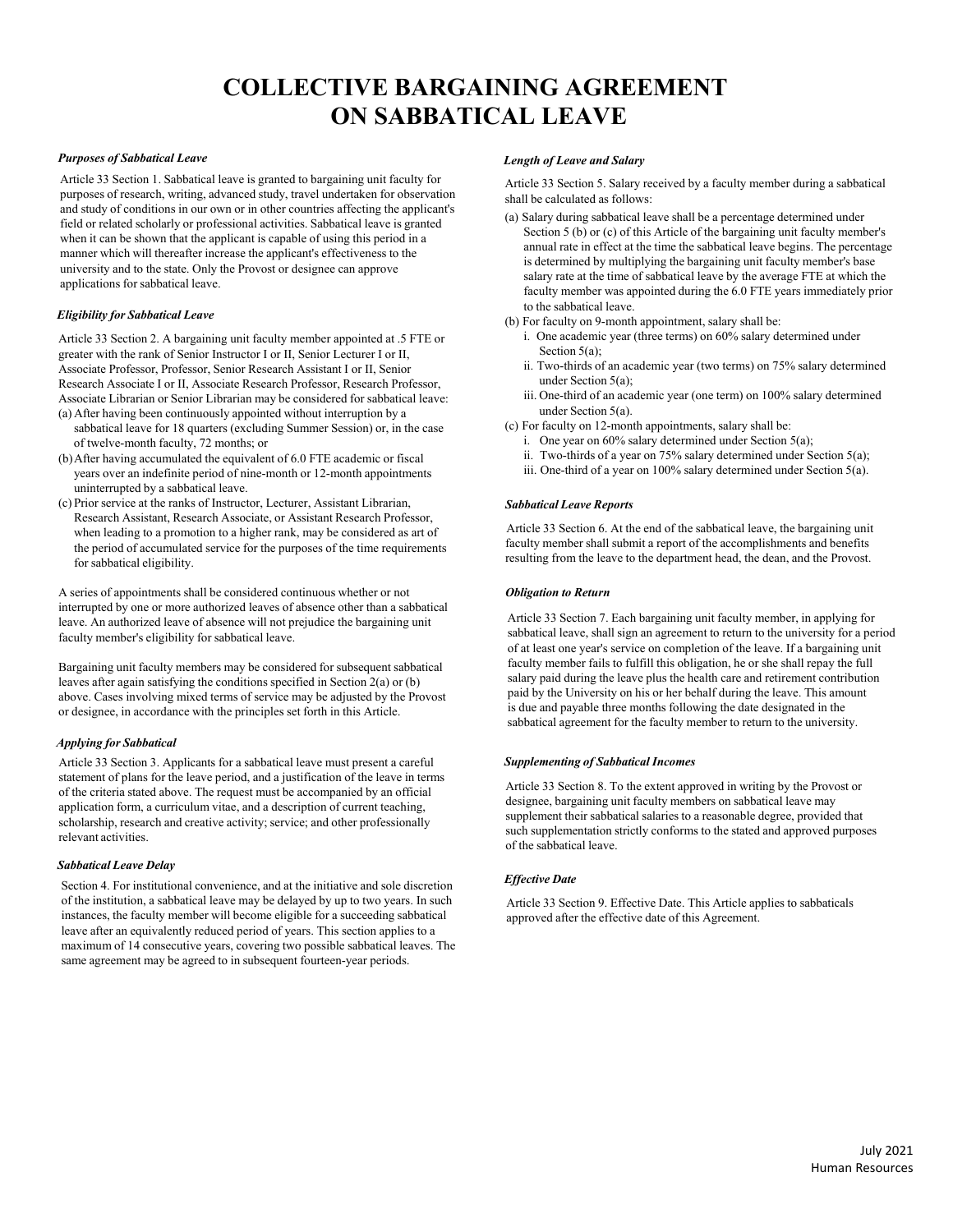# COLLECTIVE BARGAINING AGREEMENT ON SABBATICAL LEAVE

### *Purposes of Sabbatical Leave*

Article 33 Section 1. Sabbatical leave is granted to bargaining unit faculty for purposes of research, writing, advanced study, travel undertaken for observation and study of conditions in our own or in other countries affecting the applicant's field or related scholarly or professional activities. Sabbatical leave is granted when it can be shown that the applicant is capable of using this period in a manner which will thereafter increase the applicant's effectiveness to the university and to the state. Only the Provost or designee can approve applications for sabbatical leave.

### *Eligibility for Sabbatical Leave*

Article 33 Section 2. A bargaining unit faculty member appointed at .5 FTE or greater with the rank of Senior Instructor I or II, Senior Lecturer I or II, Associate Professor, Professor, Senior Research Assistant I or II, Senior Research Associate I or II, Associate Research Professor, Research Professor, Associate Librarian or Senior Librarian may be considered for sabbatical leave:

(a) After having been continuously appointed without interruption by a sabbatical leave for 18 quarters (excluding Summer Session) or, in the case of twelve-month faculty, 72 months; or

(b) After having accumulated the equivalent of 6.0 FTE academic or fiscal years over an indefinite period of nine-month or 12-month appointments uninterrupted by a sabbatical leave.

(c) Prior service at the ranks of Instructor, Lecturer, Assistant Librarian, Research Assistant, Research Associate, or Assistant Research Professor, when leading to a promotion to a higher rank, may be considered as art of the period of accumulated service for the purposes of the time requirements for sabbatical eligibility.

A series of appointments shall be considered continuous whether or not interrupted by one or more authorized leaves of absence other than a sabbatical leave. An authorized leave of absence will not prejudice the bargaining unit faculty member's eligibility for sabbatical leave.

Bargaining unit faculty members may be considered for subsequent sabbatical leaves after again satisfying the conditions specified in Section 2(a) or (b) above. Cases involving mixed terms of service may be adjusted by the Provost or designee, in accordance with the principles set forth in this Article.

### *Applying for Sabbatical*

Article 33 Section 3. Applicants for a sabbatical leave must present a careful statement of plans for the leave period, and a justification of the leave in terms of the criteria stated above. The request must be accompanied by an official application form, a curriculum vitae, and a description of current teaching, scholarship, research and creative activity; service; and other professionally relevant activities.

### *Sabbatical Leave Delay*

Section 4. For institutional convenience, and at the initiative and sole discretion of the institution, a sabbatical leave may be delayed by up to two years. In such instances, the faculty member will become eligible for a succeeding sabbatical leave after an equivalently reduced period of years. This section applies to a maximum of 14 consecutive years, covering two possible sabbatical leaves. The same agreement may be agreed to in subsequent fourteen-year periods.

### *Length of Leave and Salary*

Article 33 Section 5. Salary received by a faculty member during a sabbatical shall be calculated as follows:

(a) Salary during sabbatical leave shall be a percentage determined under Section 5 (b) or (c) of this Article of the bargaining unit faculty member's annual rate in effect at the time the sabbatical leave begins. The percentage is determined by multiplying the bargaining unit faculty member's base salary rate at the time of sabbatical leave by the average FTE at which the faculty member was appointed during the 6.0 FTE years immediately prior to the sabbatical leave.

(b) For faculty on 9-month appointment, salary shall be:
   - i. One academic year (three terms) on 60% salary determined under Section 5(a);
   - ii. Two-thirds of an academic year (two terms) on 75% salary determined under Section 5(a);
   - iii. One-third of an academic year (one term) on 100% salary determined under Section 5(a).

(c) For faculty on 12-month appointments, salary shall be:
   - i. One year on 60% salary determined under Section 5(a);
   - ii. Two-thirds of a year on 75% salary determined under Section 5(a);
   - iii. One-third of a year on 100% salary determined under Section 5(a).

### *Sabbatical Leave Reports*

Article 33 Section 6. At the end of the sabbatical leave, the bargaining unit faculty member shall submit a report of the accomplishments and benefits resulting from the leave to the department head, the dean, and the Provost.

### *Obligation to Return*

Article 33 Section 7. Each bargaining unit faculty member, in applying for sabbatical leave, shall sign an agreement to return to the university for a period of at least one year's service on completion of the leave. If a bargaining unit faculty member fails to fulfill this obligation, he or she shall repay the full salary paid during the leave plus the health care and retirement contribution paid by the University on his or her behalf during the leave. This amount is due and payable three months following the date designated in the sabbatical agreement for the faculty member to return to the university.

### *Supplementing of Sabbatical Incomes*

Article 33 Section 8. To the extent approved in writing by the Provost or designee, bargaining unit faculty members on sabbatical leave may supplement their sabbatical salaries to a reasonable degree, provided that such supplementation strictly conforms to the stated and approved purposes of the sabbatical leave.

### *Effective Date*

Article 33 Section 9. Effective Date. This Article applies to sabbaticals approved after the effective date of this Agreement.

July 2021
Human Resources